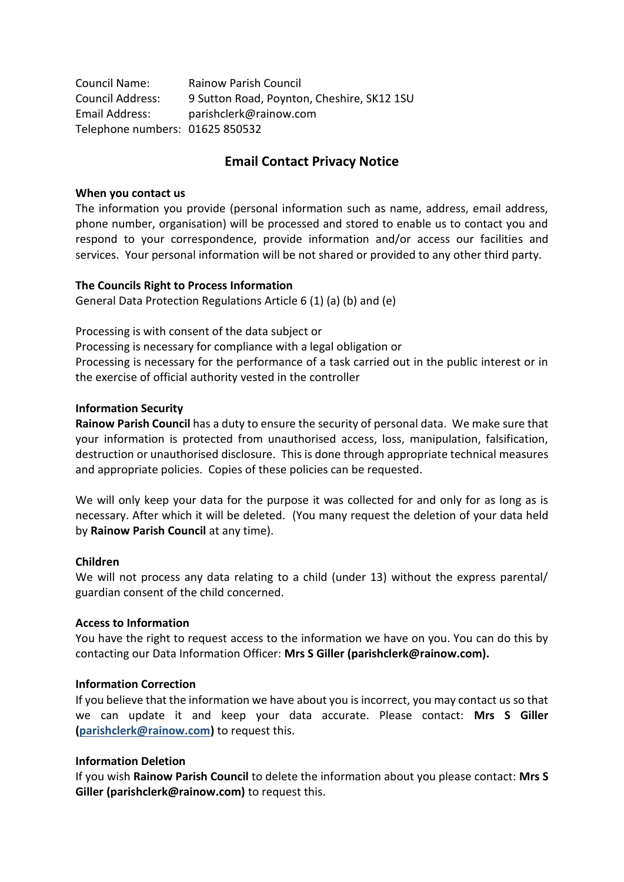Council Name: Rainow Parish Council
Council Address: 9 Sutton Road, Poynton, Cheshire, SK12 1SU
Email Address: parishclerk@rainow.com
Telephone numbers: 01625 850532

## Email Contact Privacy Notice

**When you contact us**
The information you provide (personal information such as name, address, email address, phone number, organisation) will be processed and stored to enable us to contact you and respond to your correspondence, provide information and/or access our facilities and services. Your personal information will be not shared or provided to any other third party.

**The Councils Right to Process Information**
General Data Protection Regulations Article 6 (1) (a) (b) and (e)

Processing is with consent of the data subject or
Processing is necessary for compliance with a legal obligation or
Processing is necessary for the performance of a task carried out in the public interest or in the exercise of official authority vested in the controller

**Information Security**
**Rainow Parish Council** has a duty to ensure the security of personal data. We make sure that your information is protected from unauthorised access, loss, manipulation, falsification, destruction or unauthorised disclosure. This is done through appropriate technical measures and appropriate policies. Copies of these policies can be requested.

We will only keep your data for the purpose it was collected for and only for as long as is necessary. After which it will be deleted. (You many request the deletion of your data held by **Rainow Parish Council** at any time).

**Children**
We will not process any data relating to a child (under 13) without the express parental/ guardian consent of the child concerned.

**Access to Information**
You have the right to request access to the information we have on you. You can do this by contacting our Data Information Officer: **Mrs S Giller (parishclerk@rainow.com).**

**Information Correction**
If you believe that the information we have about you is incorrect, you may contact us so that we can update it and keep your data accurate. Please contact: **Mrs S Giller (parishclerk@rainow.com)** to request this.

**Information Deletion**
If you wish **Rainow Parish Council** to delete the information about you please contact: **Mrs S Giller (parishclerk@rainow.com)** to request this.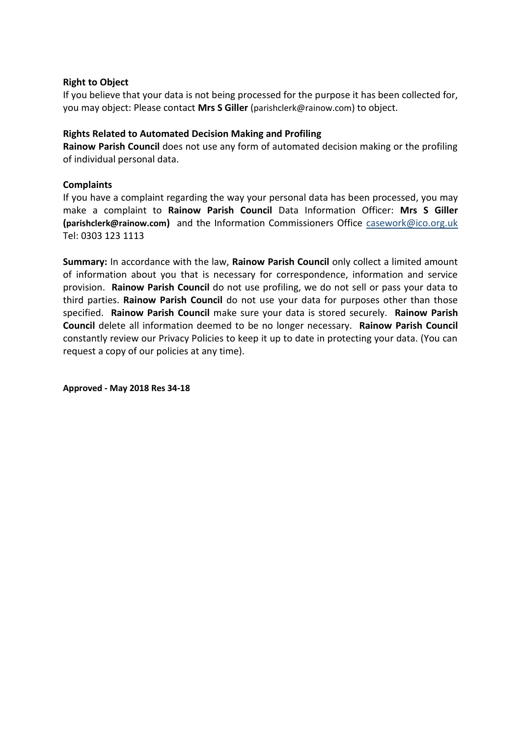**Right to Object**

If you believe that your data is not being processed for the purpose it has been collected for, you may object: Please contact **Mrs S Giller** (parishclerk@rainow.com) to object.

**Rights Related to Automated Decision Making and Profiling**

**Rainow Parish Council** does not use any form of automated decision making or the profiling of individual personal data.

**Complaints**

If you have a complaint regarding the way your personal data has been processed, you may make a complaint to **Rainow Parish Council** Data Information Officer: **Mrs S Giller (parishclerk@rainow.com)** and the Information Commissioners Office casework@ico.org.uk Tel: 0303 123 1113

**Summary:** In accordance with the law, **Rainow Parish Council** only collect a limited amount of information about you that is necessary for correspondence, information and service provision. **Rainow Parish Council** do not use profiling, we do not sell or pass your data to third parties. **Rainow Parish Council** do not use your data for purposes other than those specified. **Rainow Parish Council** make sure your data is stored securely. **Rainow Parish Council** delete all information deemed to be no longer necessary. **Rainow Parish Council** constantly review our Privacy Policies to keep it up to date in protecting your data. (You can request a copy of our policies at any time).

**Approved - May 2018 Res 34-18**